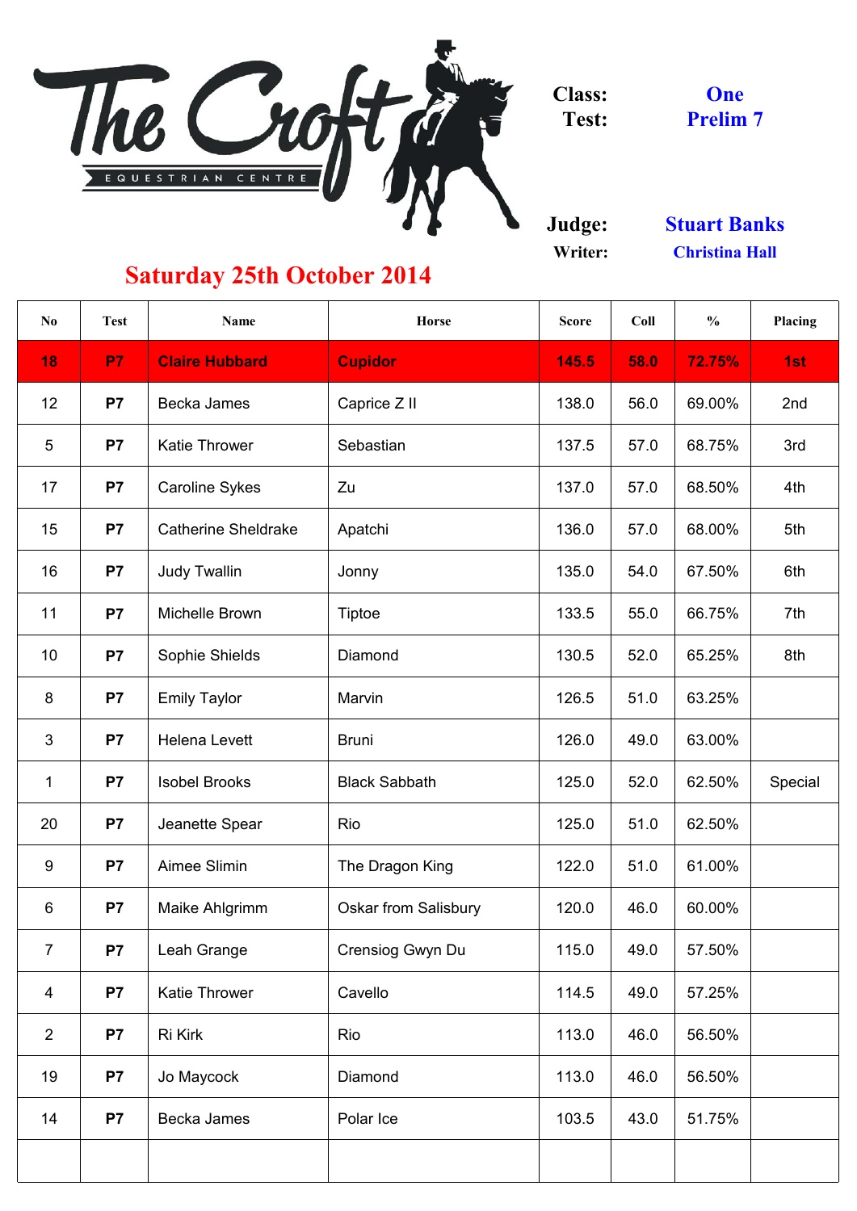# The Croft Equestrian Centre

**Class:** One
**Test:** Prelim 7

**Judge:** Stuart Banks
**Writer:** Christina Hall

## Saturday 25th October 2014

| No | Test | Name | Horse | Score | Coll | % | Placing |
|---|---|---|---|---|---|---|---|
| 18 | P7 | Claire Hubbard | Cupidor | 145.5 | 58.0 | 72.75% | 1st |
| 12 | P7 | Becka James | Caprice Z II | 138.0 | 56.0 | 69.00% | 2nd |
| 5 | P7 | Katie Thrower | Sebastian | 137.5 | 57.0 | 68.75% | 3rd |
| 17 | P7 | Caroline Sykes | Zu | 137.0 | 57.0 | 68.50% | 4th |
| 15 | P7 | Catherine Sheldrake | Apatchi | 136.0 | 57.0 | 68.00% | 5th |
| 16 | P7 | Judy Twallin | Jonny | 135.0 | 54.0 | 67.50% | 6th |
| 11 | P7 | Michelle Brown | Tiptoe | 133.5 | 55.0 | 66.75% | 7th |
| 10 | P7 | Sophie Shields | Diamond | 130.5 | 52.0 | 65.25% | 8th |
| 8 | P7 | Emily Taylor | Marvin | 126.5 | 51.0 | 63.25% | |
| 3 | P7 | Helena Levett | Bruni | 126.0 | 49.0 | 63.00% | |
| 1 | P7 | Isobel Brooks | Black Sabbath | 125.0 | 52.0 | 62.50% | Special |
| 20 | P7 | Jeanette Spear | Rio | 125.0 | 51.0 | 62.50% | |
| 9 | P7 | Aimee Slimin | The Dragon King | 122.0 | 51.0 | 61.00% | |
| 6 | P7 | Maike Ahlgrimm | Oskar from Salisbury | 120.0 | 46.0 | 60.00% | |
| 7 | P7 | Leah Grange | Crensiog Gwyn Du | 115.0 | 49.0 | 57.50% | |
| 4 | P7 | Katie Thrower | Cavello | 114.5 | 49.0 | 57.25% | |
| 2 | P7 | Ri Kirk | Rio | 113.0 | 46.0 | 56.50% | |
| 19 | P7 | Jo Maycock | Diamond | 113.0 | 46.0 | 56.50% | |
| 14 | P7 | Becka James | Polar Ice | 103.5 | 43.0 | 51.75% | |
| | | | | | | | |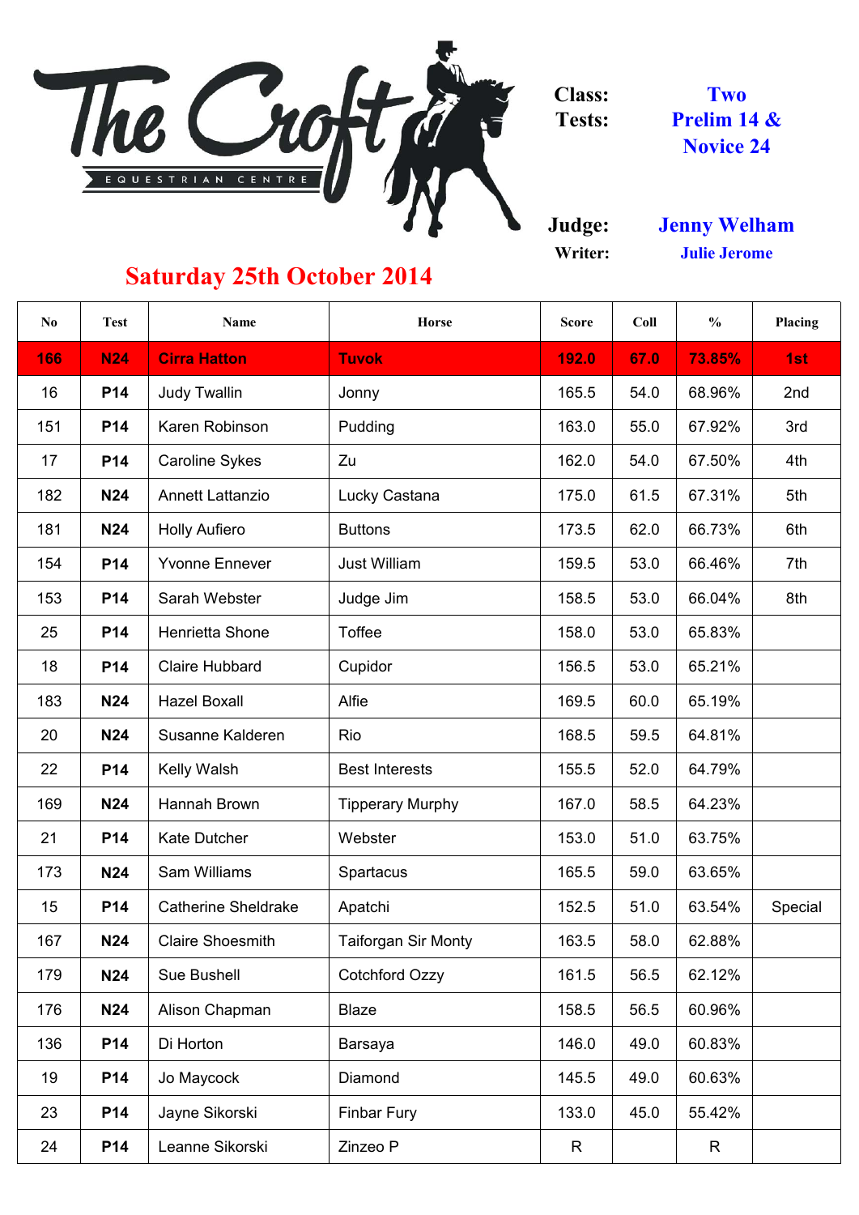# The Croft Equestrian Centre

**Class:** Two

**Tests:** Prelim 14 & Novice 24

**Judge:** Jenny Welham

**Writer:** Julie Jerome

## Saturday 25th October 2014

| No | Test | Name | Horse | Score | Coll | % | Placing |
|---|---|---|---|---|---|---|---|
| 166 | N24 | Cirra Hatton | Tuvok | 192.0 | 67.0 | 73.85% | 1st |
| 16 | P14 | Judy Twallin | Jonny | 165.5 | 54.0 | 68.96% | 2nd |
| 151 | P14 | Karen Robinson | Pudding | 163.0 | 55.0 | 67.92% | 3rd |
| 17 | P14 | Caroline Sykes | Zu | 162.0 | 54.0 | 67.50% | 4th |
| 182 | N24 | Annett Lattanzio | Lucky Castana | 175.0 | 61.5 | 67.31% | 5th |
| 181 | N24 | Holly Aufiero | Buttons | 173.5 | 62.0 | 66.73% | 6th |
| 154 | P14 | Yvonne Ennever | Just William | 159.5 | 53.0 | 66.46% | 7th |
| 153 | P14 | Sarah Webster | Judge Jim | 158.5 | 53.0 | 66.04% | 8th |
| 25 | P14 | Henrietta Shone | Toffee | 158.0 | 53.0 | 65.83% | |
| 18 | P14 | Claire Hubbard | Cupidor | 156.5 | 53.0 | 65.21% | |
| 183 | N24 | Hazel Boxall | Alfie | 169.5 | 60.0 | 65.19% | |
| 20 | N24 | Susanne Kalderen | Rio | 168.5 | 59.5 | 64.81% | |
| 22 | P14 | Kelly Walsh | Best Interests | 155.5 | 52.0 | 64.79% | |
| 169 | N24 | Hannah Brown | Tipperary Murphy | 167.0 | 58.5 | 64.23% | |
| 21 | P14 | Kate Dutcher | Webster | 153.0 | 51.0 | 63.75% | |
| 173 | N24 | Sam Williams | Spartacus | 165.5 | 59.0 | 63.65% | |
| 15 | P14 | Catherine Sheldrake | Apatchi | 152.5 | 51.0 | 63.54% | Special |
| 167 | N24 | Claire Shoesmith | Taiforgan Sir Monty | 163.5 | 58.0 | 62.88% | |
| 179 | N24 | Sue Bushell | Cotchford Ozzy | 161.5 | 56.5 | 62.12% | |
| 176 | N24 | Alison Chapman | Blaze | 158.5 | 56.5 | 60.96% | |
| 136 | P14 | Di Horton | Barsaya | 146.0 | 49.0 | 60.83% | |
| 19 | P14 | Jo Maycock | Diamond | 145.5 | 49.0 | 60.63% | |
| 23 | P14 | Jayne Sikorski | Finbar Fury | 133.0 | 45.0 | 55.42% | |
| 24 | P14 | Leanne Sikorski | Zinzeo P | R | | R | |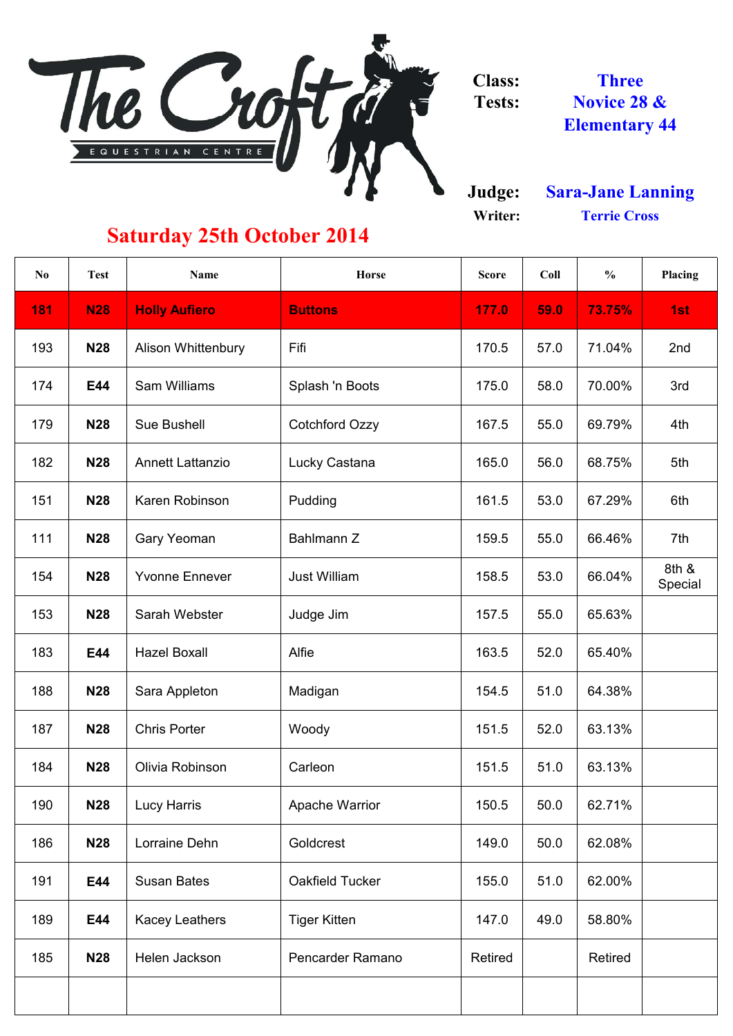The Croft EQUESTRIAN CENTRE

**Class:** Three
**Tests:** Novice 28 & Elementary 44

**Judge:** Sara-Jane Lanning
**Writer:** Terrie Cross

## Saturday 25th October 2014

| No | Test | Name | Horse | Score | Coll | % | Placing |
|---|---|---|---|---|---|---|---|
| **181** | **N28** | **Holly Aufiero** | **Buttons** | **177.0** | **59.0** | **73.75%** | **1st** |
| 193 | **N28** | Alison Whittenbury | Fifi | 170.5 | 57.0 | 71.04% | 2nd |
| 174 | **E44** | Sam Williams | Splash 'n Boots | 175.0 | 58.0 | 70.00% | 3rd |
| 179 | **N28** | Sue Bushell | Cotchford Ozzy | 167.5 | 55.0 | 69.79% | 4th |
| 182 | **N28** | Annett Lattanzio | Lucky Castana | 165.0 | 56.0 | 68.75% | 5th |
| 151 | **N28** | Karen Robinson | Pudding | 161.5 | 53.0 | 67.29% | 6th |
| 111 | **N28** | Gary Yeoman | Bahlmann Z | 159.5 | 55.0 | 66.46% | 7th |
| 154 | **N28** | Yvonne Ennever | Just William | 158.5 | 53.0 | 66.04% | 8th & Special |
| 153 | **N28** | Sarah Webster | Judge Jim | 157.5 | 55.0 | 65.63% | |
| 183 | **E44** | Hazel Boxall | Alfie | 163.5 | 52.0 | 65.40% | |
| 188 | **N28** | Sara Appleton | Madigan | 154.5 | 51.0 | 64.38% | |
| 187 | **N28** | Chris Porter | Woody | 151.5 | 52.0 | 63.13% | |
| 184 | **N28** | Olivia Robinson | Carleon | 151.5 | 51.0 | 63.13% | |
| 190 | **N28** | Lucy Harris | Apache Warrior | 150.5 | 50.0 | 62.71% | |
| 186 | **N28** | Lorraine Dehn | Goldcrest | 149.0 | 50.0 | 62.08% | |
| 191 | **E44** | Susan Bates | Oakfield Tucker | 155.0 | 51.0 | 62.00% | |
| 189 | **E44** | Kacey Leathers | Tiger Kitten | 147.0 | 49.0 | 58.80% | |
| 185 | **N28** | Helen Jackson | Pencarder Ramano | Retired | | Retired | |
| | | | | | | | |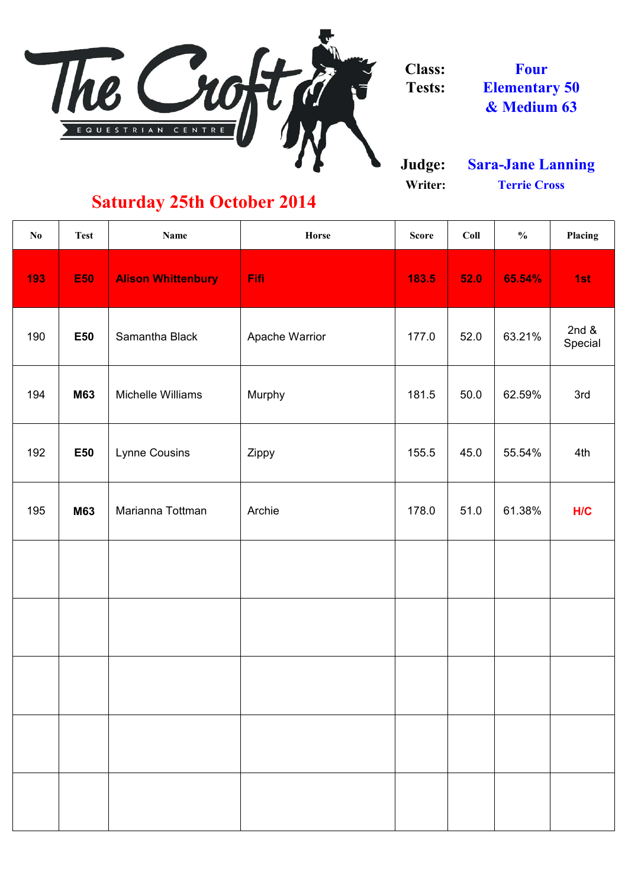The Croft
EQUESTRIAN CENTRE

**Class:** Four
**Tests:** Elementary 50 & Medium 63

**Judge:** Sara-Jane Lanning
**Writer:** Terrie Cross

## Saturday 25th October 2014

| No | Test | Name | Horse | Score | Coll | % | Placing |
|---|---|---|---|---|---|---|---|
| **193** | **E50** | **Alison Whittenbury** | **Fifi** | **183.5** | **52.0** | **65.54%** | **1st** |
| 190 | **E50** | Samantha Black | Apache Warrior | 177.0 | 52.0 | 63.21% | 2nd & Special |
| 194 | **M63** | Michelle Williams | Murphy | 181.5 | 50.0 | 62.59% | 3rd |
| 192 | **E50** | Lynne Cousins | Zippy | 155.5 | 45.0 | 55.54% | 4th |
| 195 | **M63** | Marianna Tottman | Archie | 178.0 | 51.0 | 61.38% | **H/C** |
| | | | | | | | |
| | | | | | | | |
| | | | | | | | |
| | | | | | | | |
| | | | | | | | |